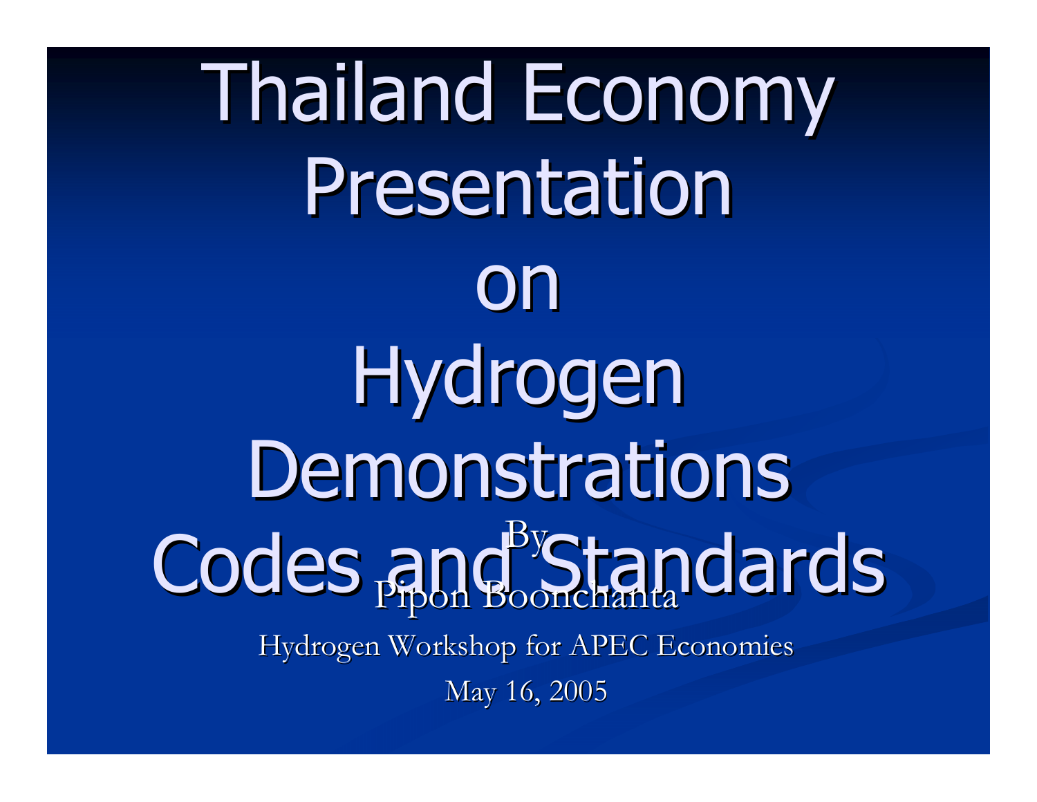# Thailand Economy Presentation on Hydrogen Demonstrations Codes and Standards

By

Pipon Boonchanta

Hydrogen Workshop for APEC Economies

May 16, 2005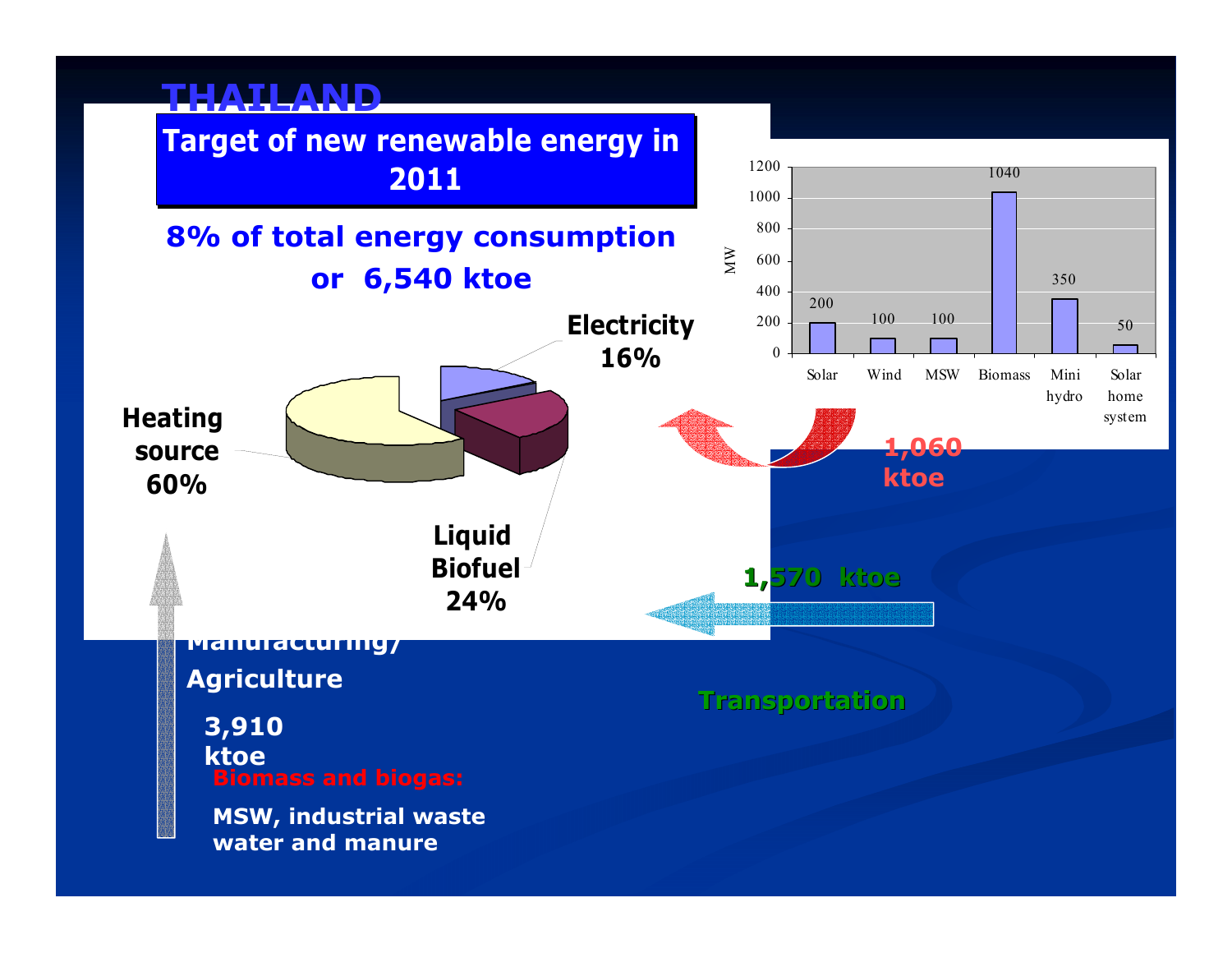# THAILAND

## Target of new renewable energy in 2011

**8% of total energy consumption or 6,540 ktoe**

**Electricity 16%**

**Heating source 60%**

**Liquid Biofuel 24%**

| | Solar | Wind | MSW | Biomass | Mini hydro | Solar home system |
|---|---|---|---|---|---|---|
| MW | 200 | 100 | 100 | 1040 | 350 | 50 |

**1,060 ktoe**

**1,570 ktoe**

**Transportation**

**Manufacturing/ Agriculture**

**3,910 ktoe**

**Biomass and biogas:**

**MSW, industrial waste water and manure**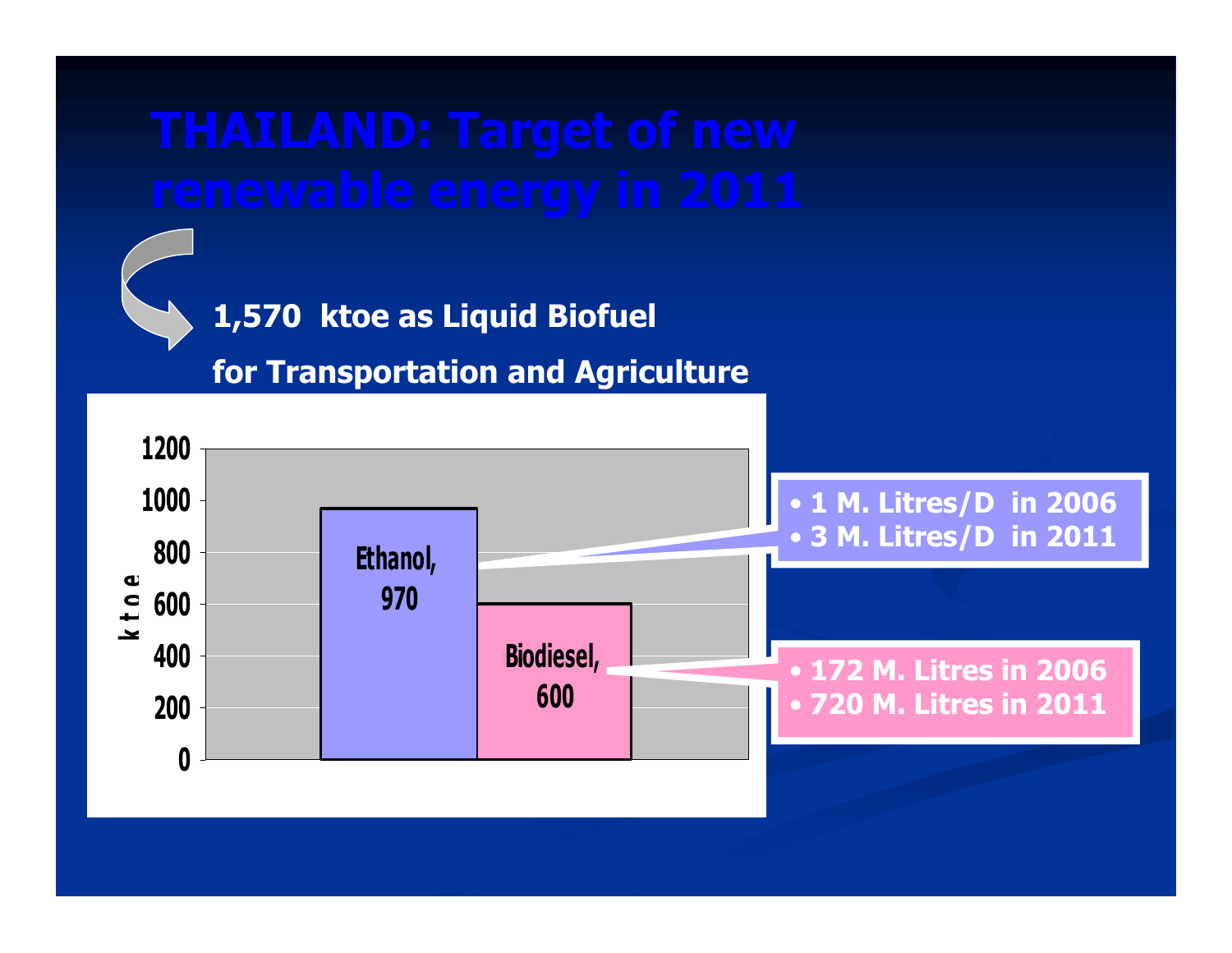# THAILAND: Target of new renewable energy in 2011

**1,570 ktoe as Liquid Biofuel**

**for Transportation and Agriculture**

| | ktoe |
|---|---|
| Ethanol | 970 |
| Biodiesel | 600 |

**Ethanol:**

- 1 M. Litres/D in 2006
- 3 M. Litres/D in 2011

**Biodiesel:**

- 172 M. Litres in 2006
- 720 M. Litres in 2011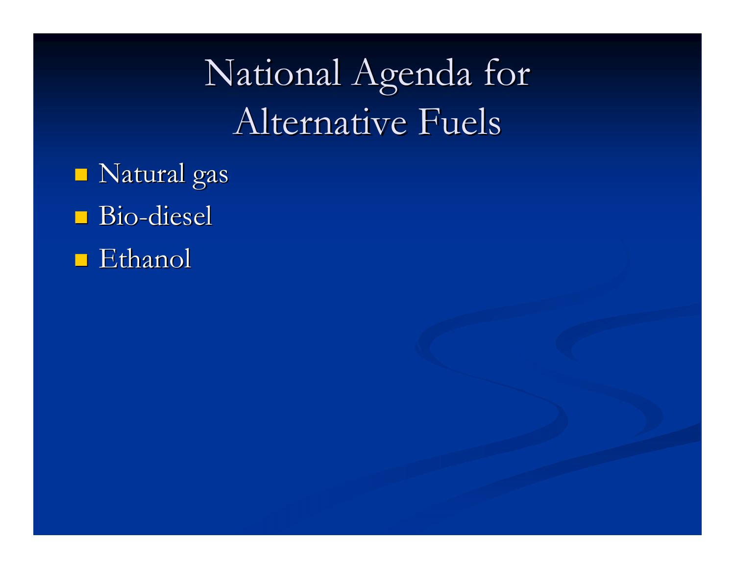# National Agenda for Alternative Fuels

- Natural gas
- Bio-diesel
- Ethanol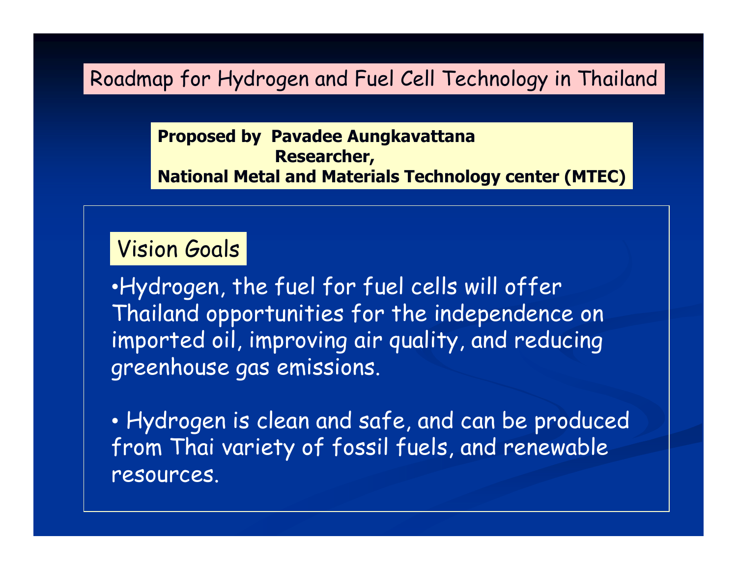# Roadmap for Hydrogen and Fuel Cell Technology in Thailand

**Proposed by Pavadee Aungkavattana**
**Researcher,**
**National Metal and Materials Technology center (MTEC)**

## Vision Goals

- Hydrogen, the fuel for fuel cells will offer Thailand opportunities for the independence on imported oil, improving air quality, and reducing greenhouse gas emissions.

- Hydrogen is clean and safe, and can be produced from Thai variety of fossil fuels, and renewable resources.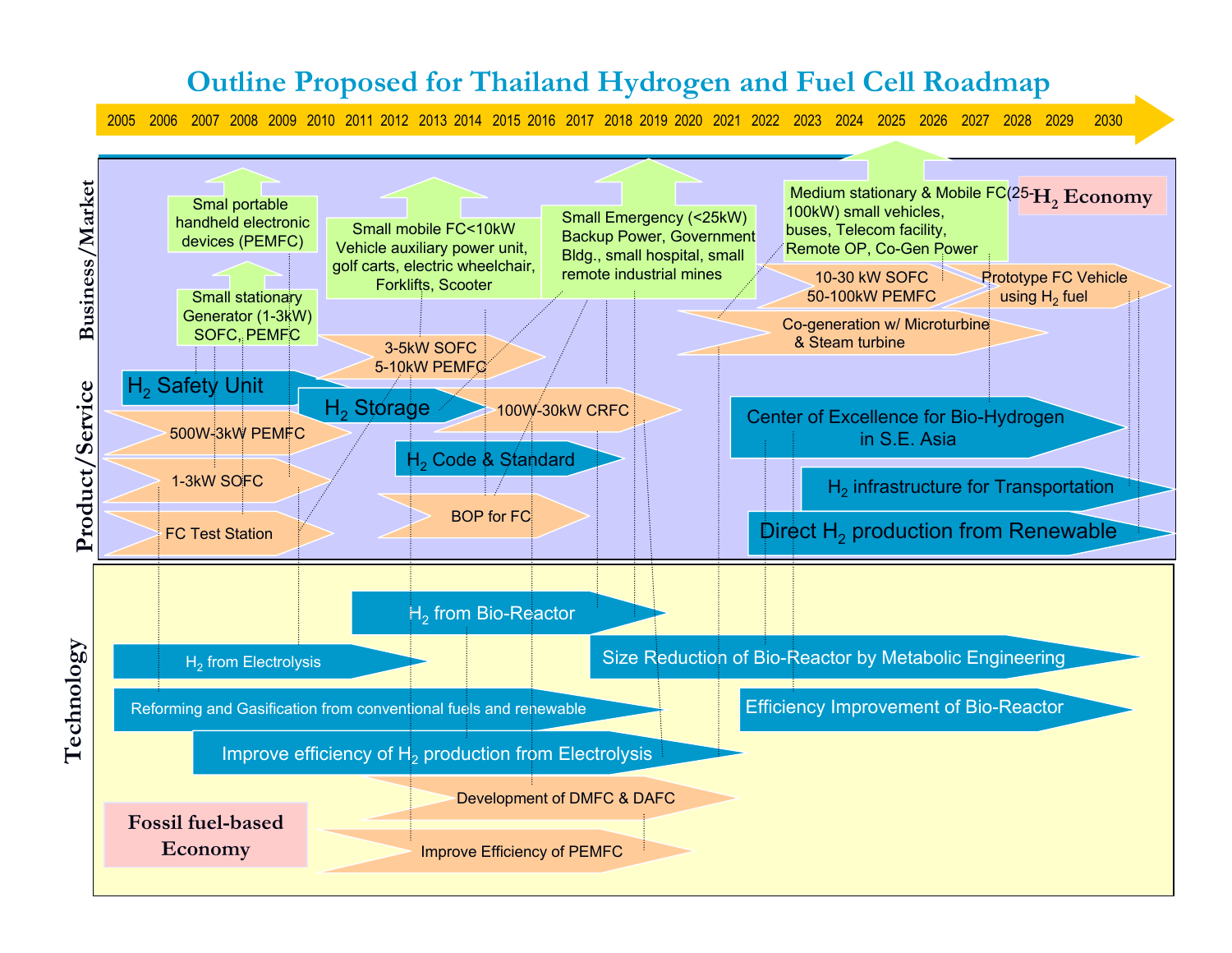# Outline Proposed for Thailand Hydrogen and Fuel Cell Roadmap

2005 2006 2007 2008 2009 2010 2011 2012 2013 2014 2015 2016 2017 2018 2019 2020 2021 2022 2023 2024 2025 2026 2027 2028 2029 2030

**Business/Market**

- Smal portable handheld electronic devices (PEMFC)
- Small stationary Generator (1-3kW) SOFC, PEMFC
- Small mobile FC<10kW Vehicle auxiliary power unit, golf carts, electric wheelchair, Forklifts, Scooter
- Small Emergency (<25kW) Backup Power, Government Bldg., small hospital, small remote industrial mines
- Medium stationary & Mobile FC(25-100kW) small vehicles, buses, Telecom facility, Remote OP, Co-Gen Power
- $H_2$ Economy

**Product/Service**

- 10-30 kW SOFC 50-100kW PEMFC
- Prototype FC Vehicle using $H_2$ fuel
- Co-generation w/ Microturbine & Steam turbine
- 3-5kW SOFC 5-10kW PEMFC
- $H_2$ Safety Unit
- $H_2$ Storage
- 100W-30kW CRFC
- Center of Excellence for Bio-Hydrogen in S.E. Asia
- 500W-3kW PEMFC
- $H_2$ Code & Standard
- 1-3kW SOFC
- $H_2$ infrastructure for Transportation
- FC Test Station
- BOP for FC
- Direct $H_2$ production from Renewable

**Technology**

- $H_2$ from Bio-Reactor
- $H_2$ from Electrolysis
- Size Reduction of Bio-Reactor by Metabolic Engineering
- Reforming and Gasification from conventional fuels and renewable
- Efficiency Improvement of Bio-Reactor
- Improve efficiency of $H_2$ production from Electrolysis
- Development of DMFC & DAFC
- Fossil fuel-based Economy
- Improve Efficiency of PEMFC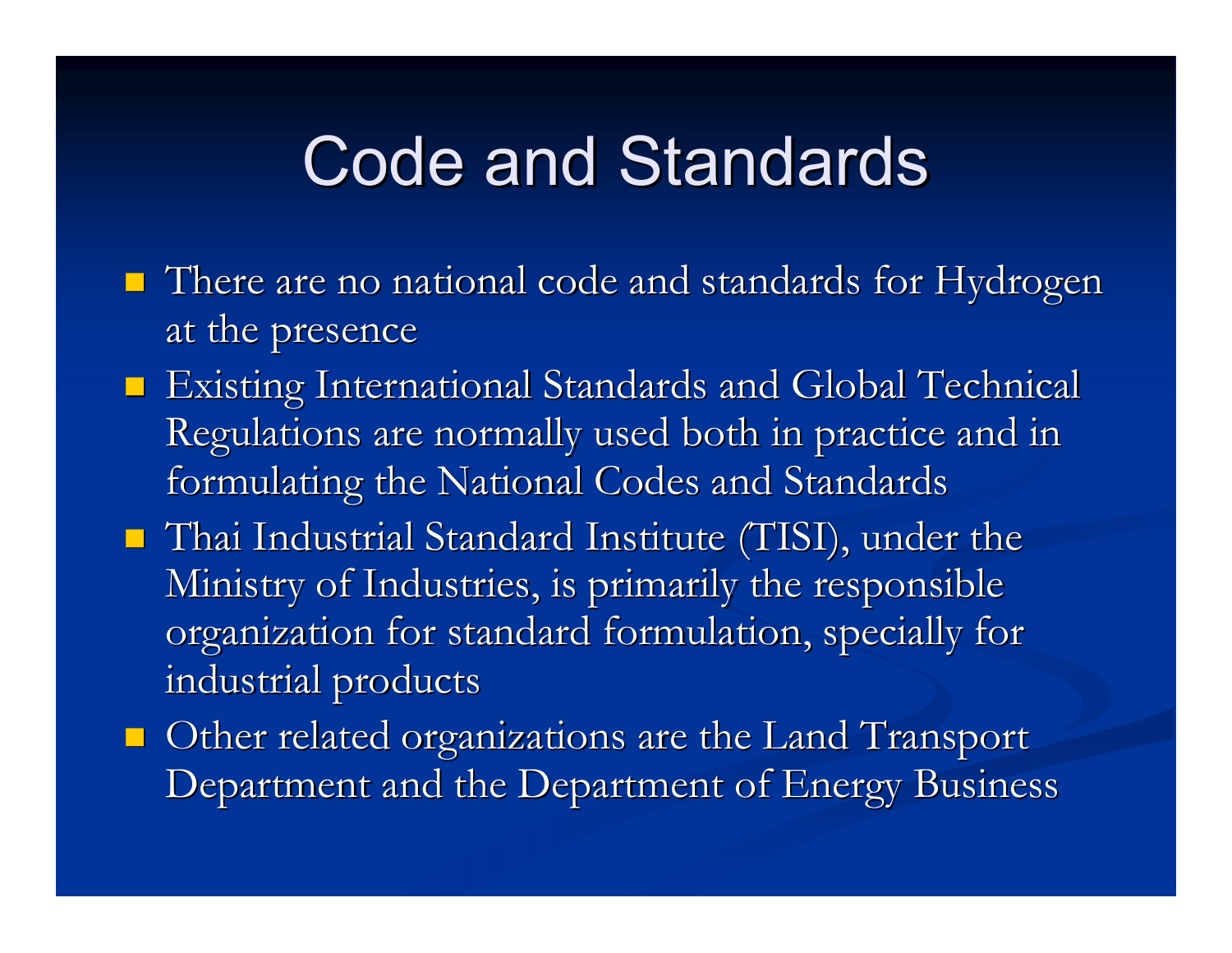# Code and Standards

- There are no national code and standards for Hydrogen at the presence
- Existing International Standards and Global Technical Regulations are normally used both in practice and in formulating the National Codes and Standards
- Thai Industrial Standard Institute (TISI), under the Ministry of Industries, is primarily the responsible organization for standard formulation, specially for industrial products
- Other related organizations are the Land Transport Department and the Department of Energy Business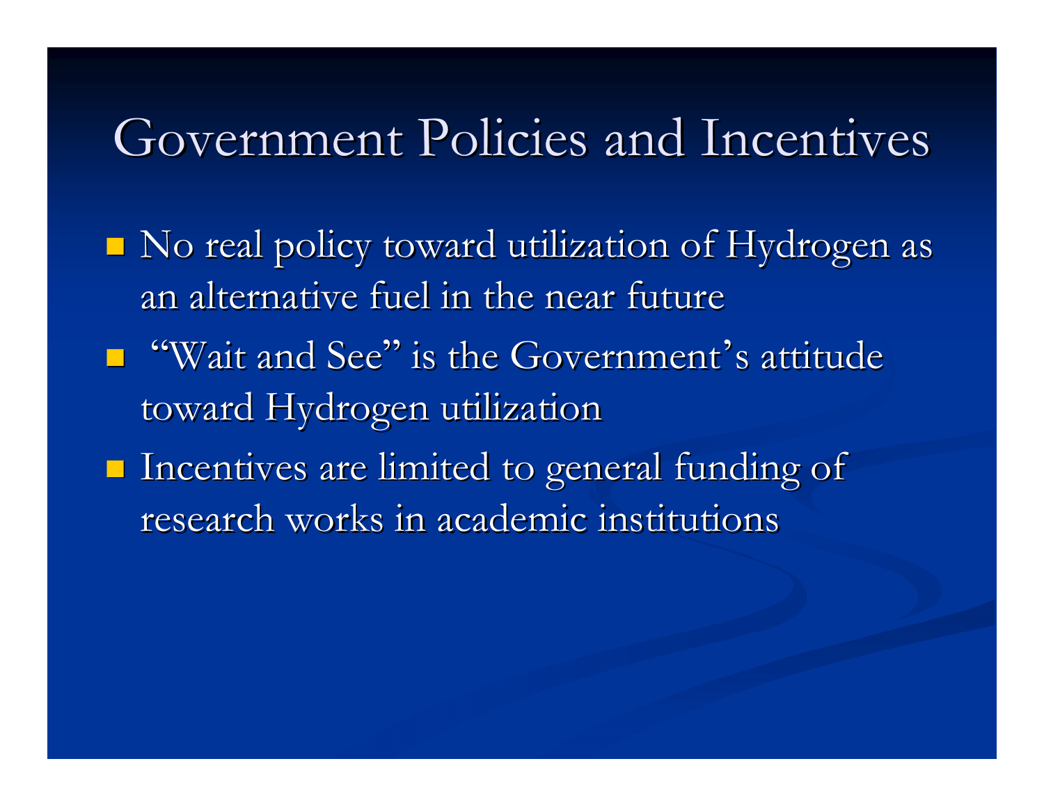# Government Policies and Incentives

- No real policy toward utilization of Hydrogen as an alternative fuel in the near future
- "Wait and See" is the Government's attitude toward Hydrogen utilization
- Incentives are limited to general funding of research works in academic institutions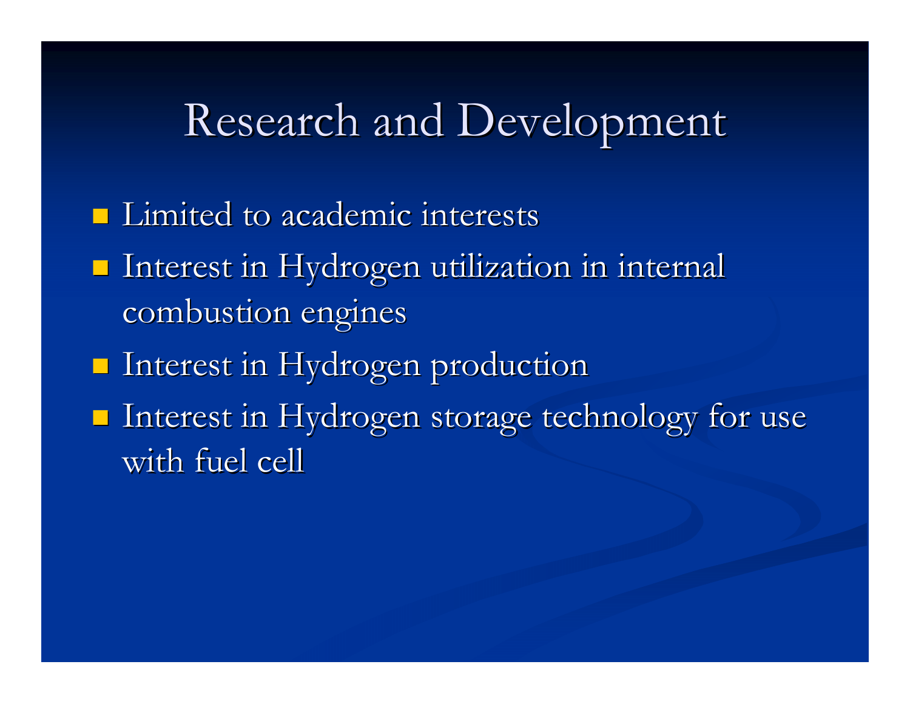# Research and Development

- Limited to academic interests
- Interest in Hydrogen utilization in internal combustion engines
- Interest in Hydrogen production
- Interest in Hydrogen storage technology for use with fuel cell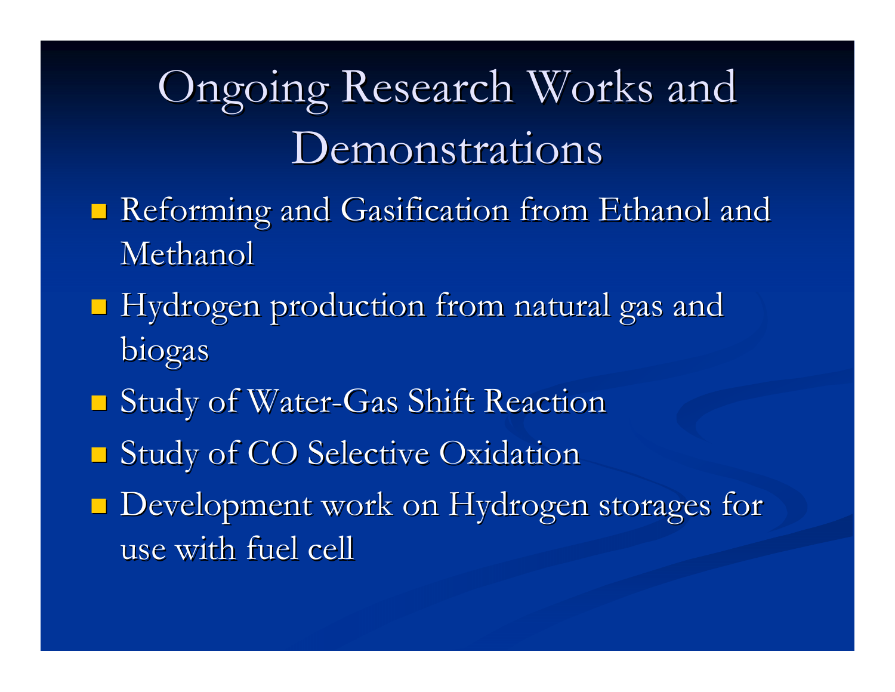# Ongoing Research Works and Demonstrations

- Reforming and Gasification from Ethanol and Methanol
- Hydrogen production from natural gas and biogas
- Study of Water-Gas Shift Reaction
- Study of CO Selective Oxidation
- Development work on Hydrogen storages for use with fuel cell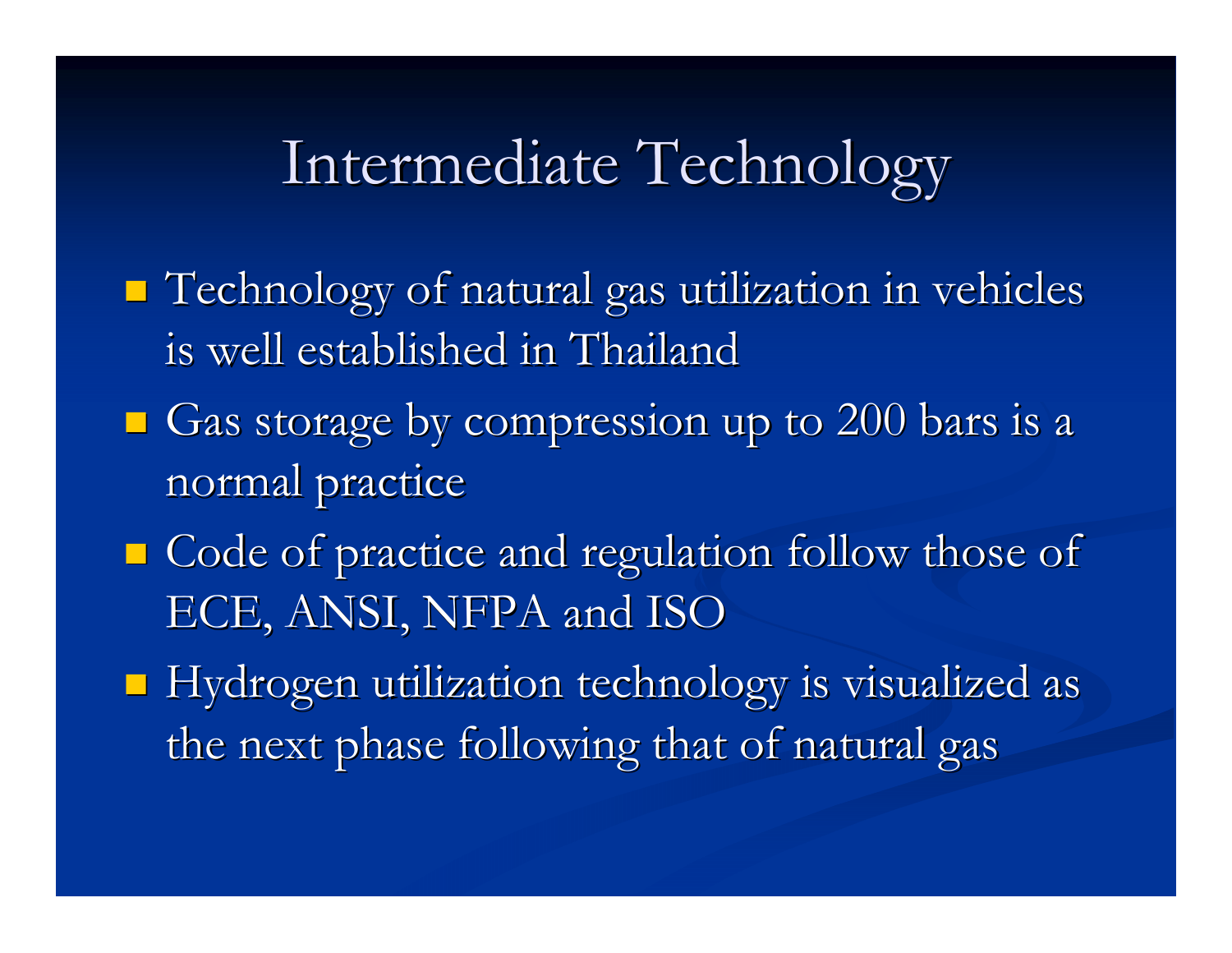# Intermediate Technology

- Technology of natural gas utilization in vehicles is well established in Thailand
- Gas storage by compression up to 200 bars is a normal practice
- Code of practice and regulation follow those of ECE, ANSI, NFPA and ISO
- Hydrogen utilization technology is visualized as the next phase following that of natural gas